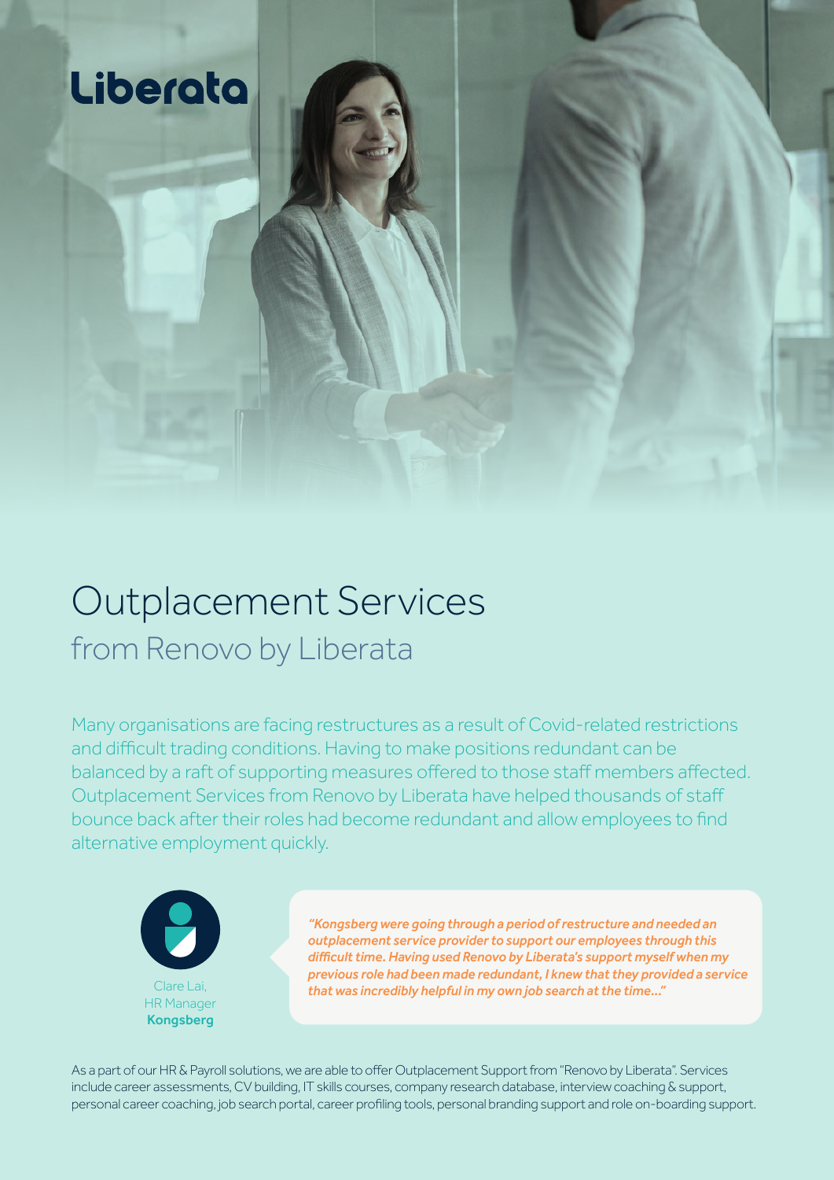Liberata

# Outplacement Services

## from Renovo by Liberata

Many organisations are facing restructures as a result of Covid-related restrictions and difficult trading conditions. Having to make positions redundant can be balanced by a raft of supporting measures offered to those staff members affected. Outplacement Services from Renovo by Liberata have helped thousands of staff bounce back after their roles had become redundant and allow employees to find alternative employment quickly.

*"Kongsberg were going through a period of restructure and needed an outplacement service provider to support our employees through this difficult time. Having used Renovo by Liberata's support myself when my previous role had been made redundant, I knew that they provided a service that was incredibly helpful in my own job search at the time..."*

Clare Lai,
HR Manager
**Kongsberg**

As a part of our HR & Payroll solutions, we are able to offer Outplacement Support from "Renovo by Liberata". Services include career assessments, CV building, IT skills courses, company research database, interview coaching & support, personal career coaching, job search portal, career profiling tools, personal branding support and role on-boarding support.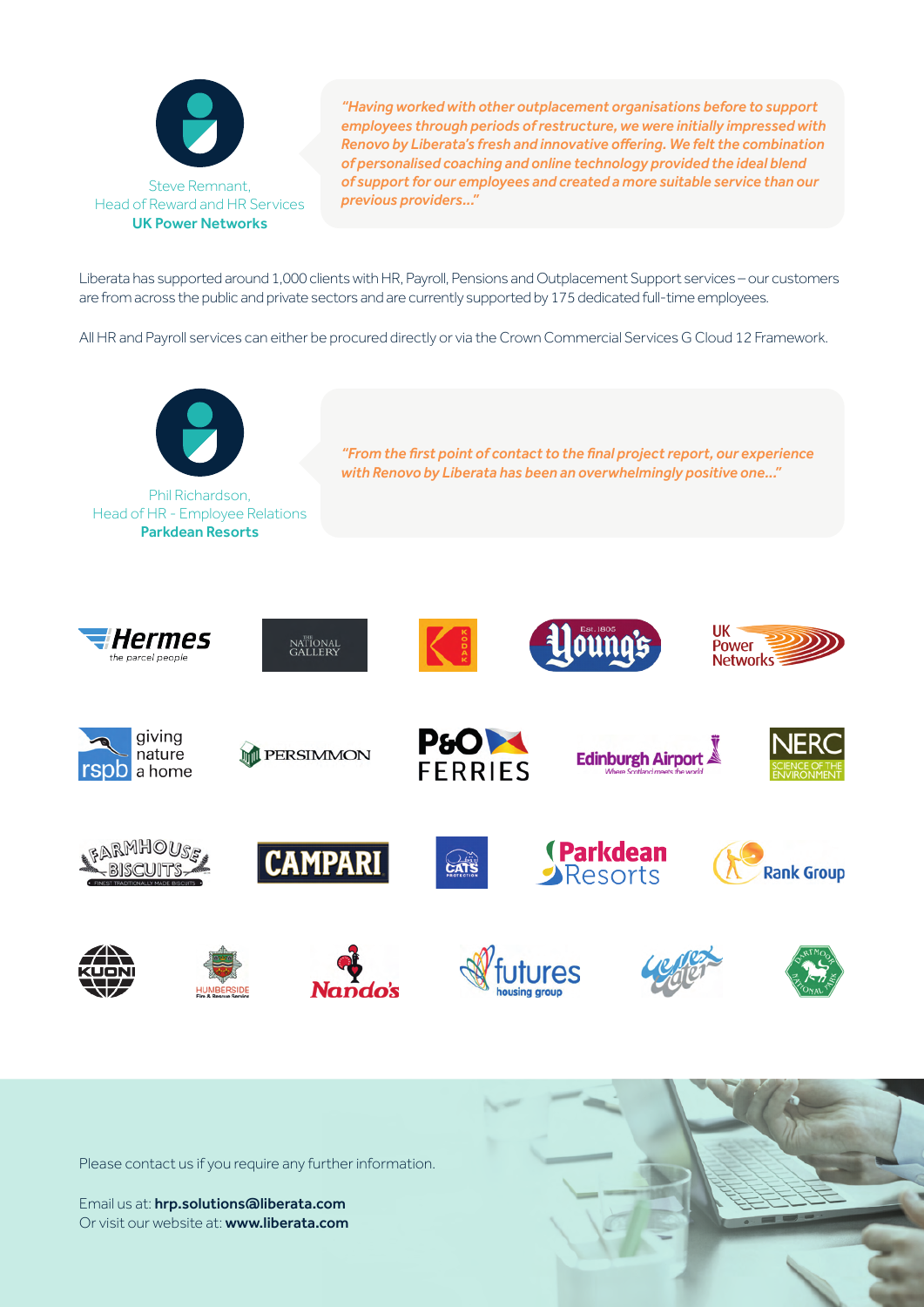Steve Remnant,
Head of Reward and HR Services
**UK Power Networks**

*"Having worked with other outplacement organisations before to support employees through periods of restructure, we were initially impressed with Renovo by Liberata's fresh and innovative offering. We felt the combination of personalised coaching and online technology provided the ideal blend of support for our employees and created a more suitable service than our previous providers..."*

Liberata has supported around 1,000 clients with HR, Payroll, Pensions and Outplacement Support services – our customers are from across the public and private sectors and are currently supported by 175 dedicated full-time employees.

All HR and Payroll services can either be procured directly or via the Crown Commercial Services G Cloud 12 Framework.

Phil Richardson,
Head of HR - Employee Relations
**Parkdean Resorts**

*"From the first point of contact to the final project report, our experience with Renovo by Liberata has been an overwhelmingly positive one..."*

Please contact us if you require any further information.

Email us at: **hrp.solutions@liberata.com**
Or visit our website at: **www.liberata.com**